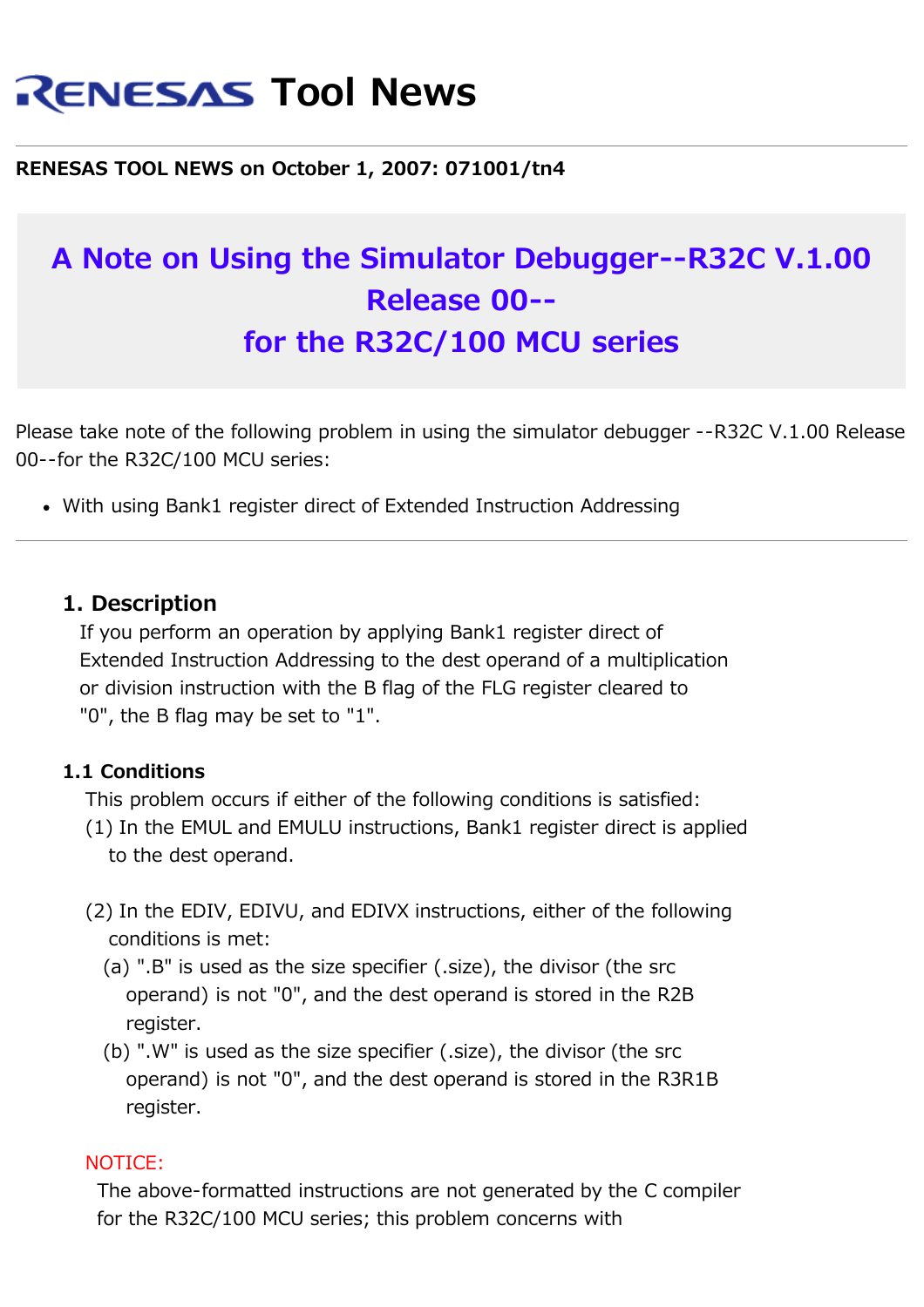# RENESAS Tool News

**RENESAS TOOL NEWS on October 1, 2007: 071001/tn4**

## A Note on Using the Simulator Debugger--R32C V.1.00 Release 00-- for the R32C/100 MCU series

Please take note of the following problem in using the simulator debugger --R32C V.1.00 Release 00--for the R32C/100 MCU series:

- With using Bank1 register direct of Extended Instruction Addressing

---

### 1. Description

If you perform an operation by applying Bank1 register direct of Extended Instruction Addressing to the dest operand of a multiplication or division instruction with the B flag of the FLG register cleared to "0", the B flag may be set to "1".

#### 1.1 Conditions

This problem occurs if either of the following conditions is satisfied:

(1) In the EMUL and EMULU instructions, Bank1 register direct is applied to the dest operand.

(2) In the EDIV, EDIVU, and EDIVX instructions, either of the following conditions is met:

(a) ".B" is used as the size specifier (.size), the divisor (the src operand) is not "0", and the dest operand is stored in the R2B register.

(b) ".W" is used as the size specifier (.size), the divisor (the src operand) is not "0", and the dest operand is stored in the R3R1B register.

NOTICE:

The above-formatted instructions are not generated by the C compiler for the R32C/100 MCU series; this problem concerns with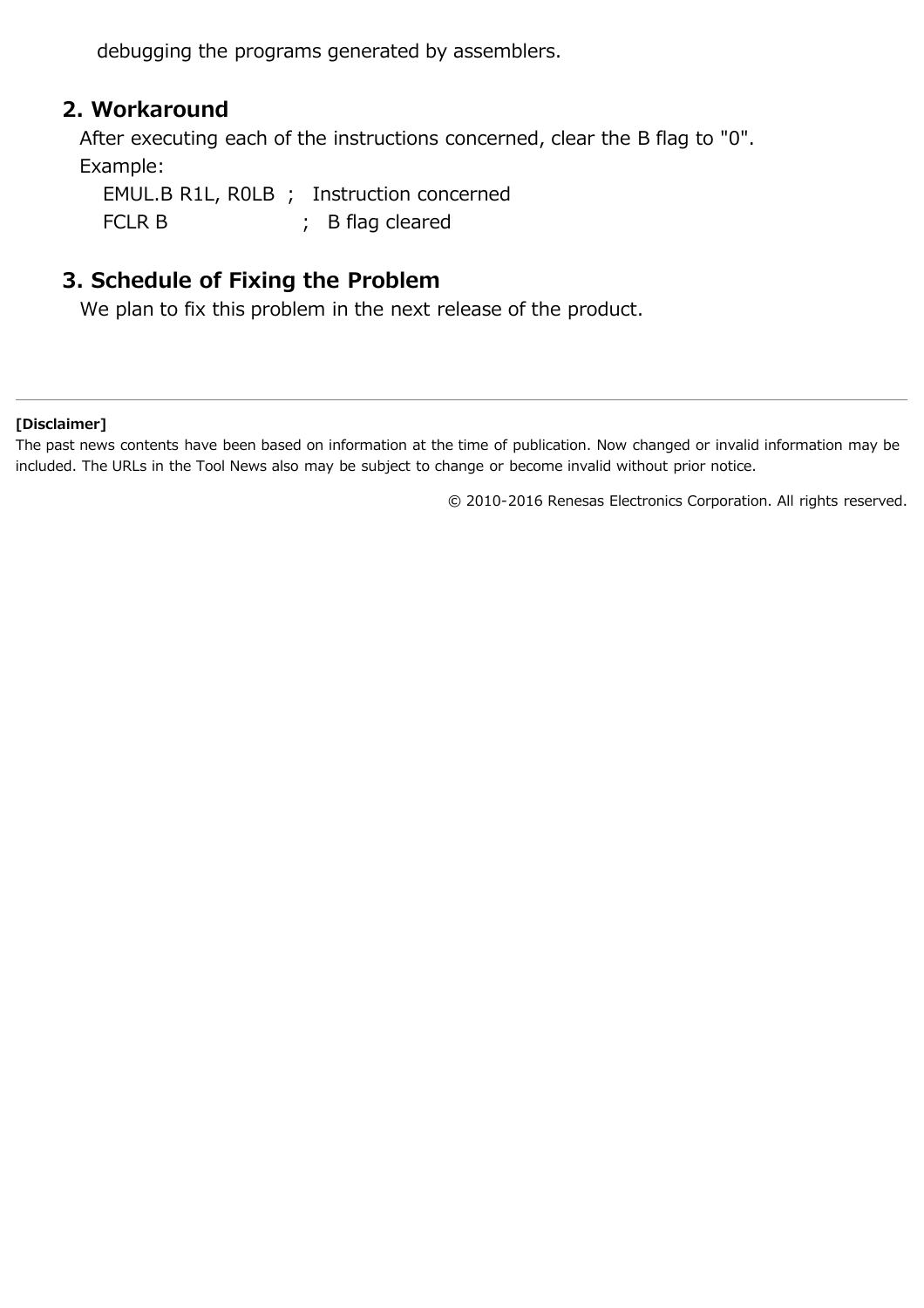debugging the programs generated by assemblers.

## 2. Workaround

After executing each of the instructions concerned, clear the B flag to "0".

Example:

```
EMUL.B R1L, R0LB  ;  Instruction concerned
FCLR B            ;  B flag cleared
```

## 3. Schedule of Fixing the Problem

We plan to fix this problem in the next release of the product.

---

**[Disclaimer]**

The past news contents have been based on information at the time of publication. Now changed or invalid information may be included. The URLs in the Tool News also may be subject to change or become invalid without prior notice.

© 2010-2016 Renesas Electronics Corporation. All rights reserved.